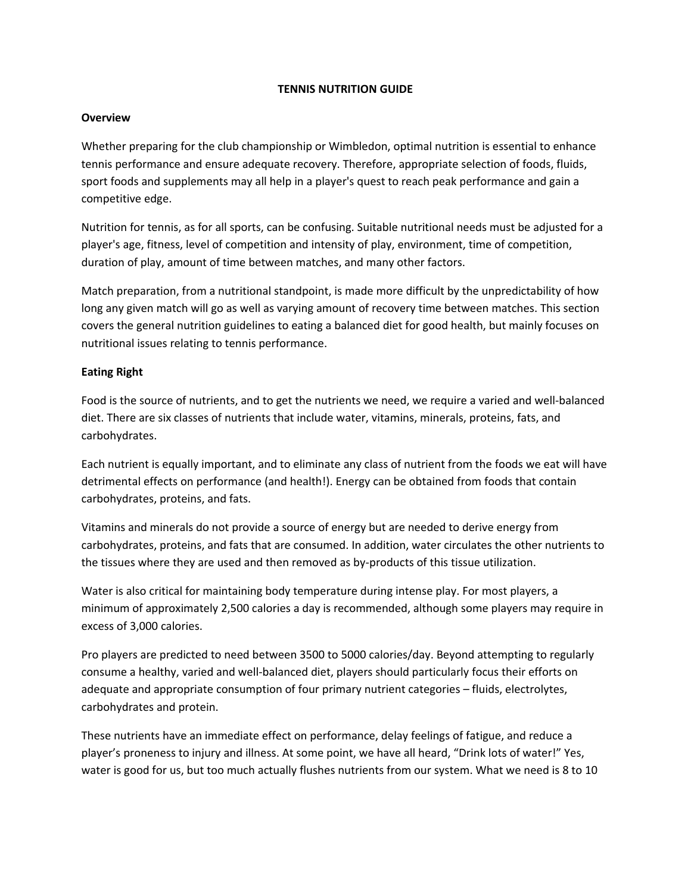# TENNIS NUTRITION GUIDE

**Overview**

Whether preparing for the club championship or Wimbledon, optimal nutrition is essential to enhance tennis performance and ensure adequate recovery. Therefore, appropriate selection of foods, fluids, sport foods and supplements may all help in a player's quest to reach peak performance and gain a competitive edge.

Nutrition for tennis, as for all sports, can be confusing. Suitable nutritional needs must be adjusted for a player's age, fitness, level of competition and intensity of play, environment, time of competition, duration of play, amount of time between matches, and many other factors.

Match preparation, from a nutritional standpoint, is made more difficult by the unpredictability of how long any given match will go as well as varying amount of recovery time between matches. This section covers the general nutrition guidelines to eating a balanced diet for good health, but mainly focuses on nutritional issues relating to tennis performance.

**Eating Right**

Food is the source of nutrients, and to get the nutrients we need, we require a varied and well-balanced diet. There are six classes of nutrients that include water, vitamins, minerals, proteins, fats, and carbohydrates.

Each nutrient is equally important, and to eliminate any class of nutrient from the foods we eat will have detrimental effects on performance (and health!). Energy can be obtained from foods that contain carbohydrates, proteins, and fats.

Vitamins and minerals do not provide a source of energy but are needed to derive energy from carbohydrates, proteins, and fats that are consumed. In addition, water circulates the other nutrients to the tissues where they are used and then removed as by-products of this tissue utilization.

Water is also critical for maintaining body temperature during intense play. For most players, a minimum of approximately 2,500 calories a day is recommended, although some players may require in excess of 3,000 calories.

Pro players are predicted to need between 3500 to 5000 calories/day. Beyond attempting to regularly consume a healthy, varied and well-balanced diet, players should particularly focus their efforts on adequate and appropriate consumption of four primary nutrient categories – fluids, electrolytes, carbohydrates and protein.

These nutrients have an immediate effect on performance, delay feelings of fatigue, and reduce a player's proneness to injury and illness. At some point, we have all heard, "Drink lots of water!" Yes, water is good for us, but too much actually flushes nutrients from our system. What we need is 8 to 10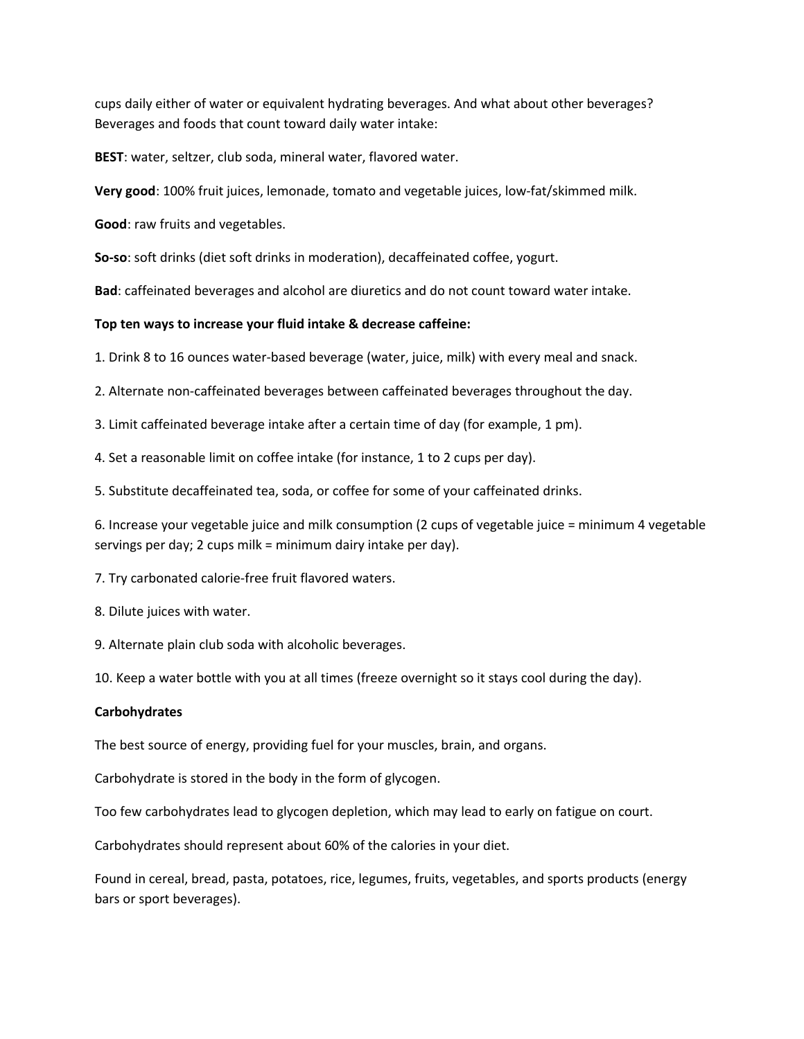cups daily either of water or equivalent hydrating beverages. And what about other beverages? Beverages and foods that count toward daily water intake:

**BEST**: water, seltzer, club soda, mineral water, flavored water.

**Very good**: 100% fruit juices, lemonade, tomato and vegetable juices, low-fat/skimmed milk.

**Good**: raw fruits and vegetables.

**So-so**: soft drinks (diet soft drinks in moderation), decaffeinated coffee, yogurt.

**Bad**: caffeinated beverages and alcohol are diuretics and do not count toward water intake.

**Top ten ways to increase your fluid intake & decrease caffeine:**

1. Drink 8 to 16 ounces water-based beverage (water, juice, milk) with every meal and snack.

2. Alternate non-caffeinated beverages between caffeinated beverages throughout the day.

3. Limit caffeinated beverage intake after a certain time of day (for example, 1 pm).

4. Set a reasonable limit on coffee intake (for instance, 1 to 2 cups per day).

5. Substitute decaffeinated tea, soda, or coffee for some of your caffeinated drinks.

6. Increase your vegetable juice and milk consumption (2 cups of vegetable juice = minimum 4 vegetable servings per day; 2 cups milk = minimum dairy intake per day).

7. Try carbonated calorie-free fruit flavored waters.

8. Dilute juices with water.

9. Alternate plain club soda with alcoholic beverages.

10. Keep a water bottle with you at all times (freeze overnight so it stays cool during the day).

**Carbohydrates**

The best source of energy, providing fuel for your muscles, brain, and organs.

Carbohydrate is stored in the body in the form of glycogen.

Too few carbohydrates lead to glycogen depletion, which may lead to early on fatigue on court.

Carbohydrates should represent about 60% of the calories in your diet.

Found in cereal, bread, pasta, potatoes, rice, legumes, fruits, vegetables, and sports products (energy bars or sport beverages).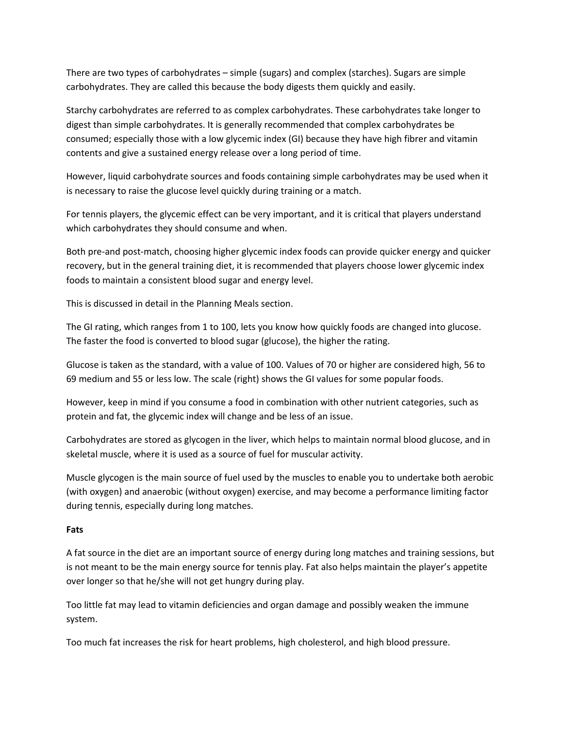There are two types of carbohydrates – simple (sugars) and complex (starches). Sugars are simple carbohydrates. They are called this because the body digests them quickly and easily.

Starchy carbohydrates are referred to as complex carbohydrates. These carbohydrates take longer to digest than simple carbohydrates. It is generally recommended that complex carbohydrates be consumed; especially those with a low glycemic index (GI) because they have high fibrer and vitamin contents and give a sustained energy release over a long period of time.

However, liquid carbohydrate sources and foods containing simple carbohydrates may be used when it is necessary to raise the glucose level quickly during training or a match.

For tennis players, the glycemic effect can be very important, and it is critical that players understand which carbohydrates they should consume and when.

Both pre-and post-match, choosing higher glycemic index foods can provide quicker energy and quicker recovery, but in the general training diet, it is recommended that players choose lower glycemic index foods to maintain a consistent blood sugar and energy level.

This is discussed in detail in the Planning Meals section.

The GI rating, which ranges from 1 to 100, lets you know how quickly foods are changed into glucose. The faster the food is converted to blood sugar (glucose), the higher the rating.

Glucose is taken as the standard, with a value of 100. Values of 70 or higher are considered high, 56 to 69 medium and 55 or less low. The scale (right) shows the GI values for some popular foods.

However, keep in mind if you consume a food in combination with other nutrient categories, such as protein and fat, the glycemic index will change and be less of an issue.

Carbohydrates are stored as glycogen in the liver, which helps to maintain normal blood glucose, and in skeletal muscle, where it is used as a source of fuel for muscular activity.

Muscle glycogen is the main source of fuel used by the muscles to enable you to undertake both aerobic (with oxygen) and anaerobic (without oxygen) exercise, and may become a performance limiting factor during tennis, especially during long matches.

**Fats**

A fat source in the diet are an important source of energy during long matches and training sessions, but is not meant to be the main energy source for tennis play. Fat also helps maintain the player's appetite over longer so that he/she will not get hungry during play.

Too little fat may lead to vitamin deficiencies and organ damage and possibly weaken the immune system.

Too much fat increases the risk for heart problems, high cholesterol, and high blood pressure.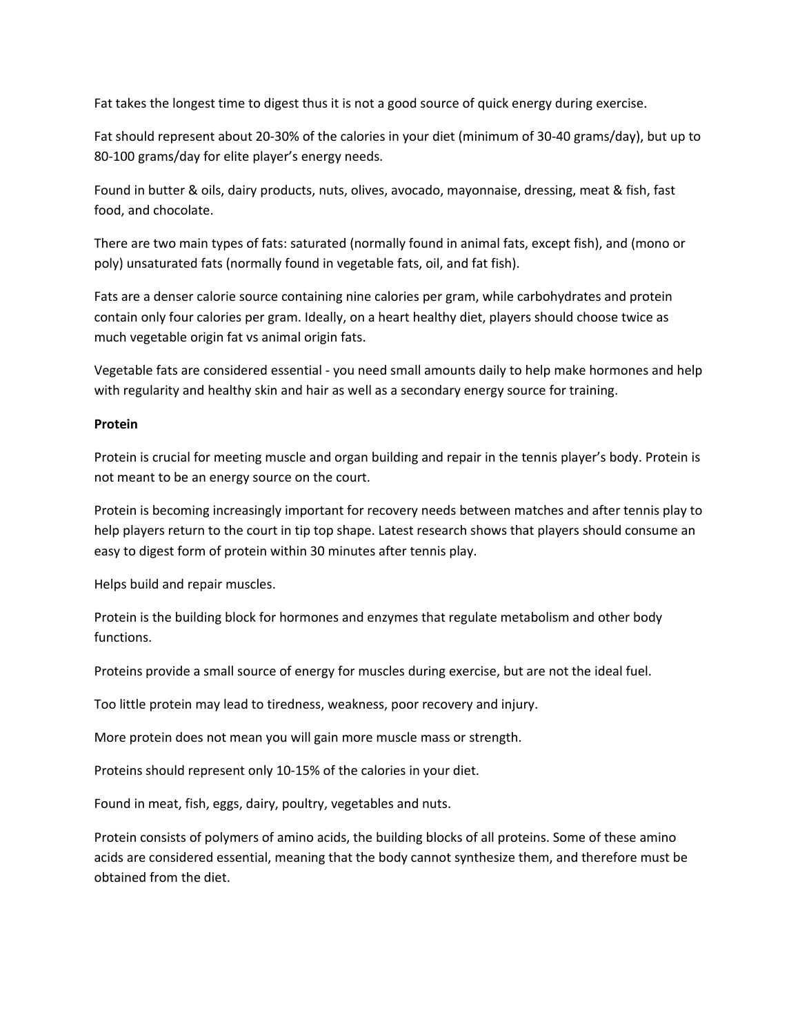Fat takes the longest time to digest thus it is not a good source of quick energy during exercise.

Fat should represent about 20-30% of the calories in your diet (minimum of 30-40 grams/day), but up to 80-100 grams/day for elite player's energy needs.

Found in butter & oils, dairy products, nuts, olives, avocado, mayonnaise, dressing, meat & fish, fast food, and chocolate.

There are two main types of fats: saturated (normally found in animal fats, except fish), and (mono or poly) unsaturated fats (normally found in vegetable fats, oil, and fat fish).

Fats are a denser calorie source containing nine calories per gram, while carbohydrates and protein contain only four calories per gram. Ideally, on a heart healthy diet, players should choose twice as much vegetable origin fat vs animal origin fats.

Vegetable fats are considered essential - you need small amounts daily to help make hormones and help with regularity and healthy skin and hair as well as a secondary energy source for training.

**Protein**

Protein is crucial for meeting muscle and organ building and repair in the tennis player's body. Protein is not meant to be an energy source on the court.

Protein is becoming increasingly important for recovery needs between matches and after tennis play to help players return to the court in tip top shape. Latest research shows that players should consume an easy to digest form of protein within 30 minutes after tennis play.

Helps build and repair muscles.

Protein is the building block for hormones and enzymes that regulate metabolism and other body functions.

Proteins provide a small source of energy for muscles during exercise, but are not the ideal fuel.

Too little protein may lead to tiredness, weakness, poor recovery and injury.

More protein does not mean you will gain more muscle mass or strength.

Proteins should represent only 10-15% of the calories in your diet.

Found in meat, fish, eggs, dairy, poultry, vegetables and nuts.

Protein consists of polymers of amino acids, the building blocks of all proteins. Some of these amino acids are considered essential, meaning that the body cannot synthesize them, and therefore must be obtained from the diet.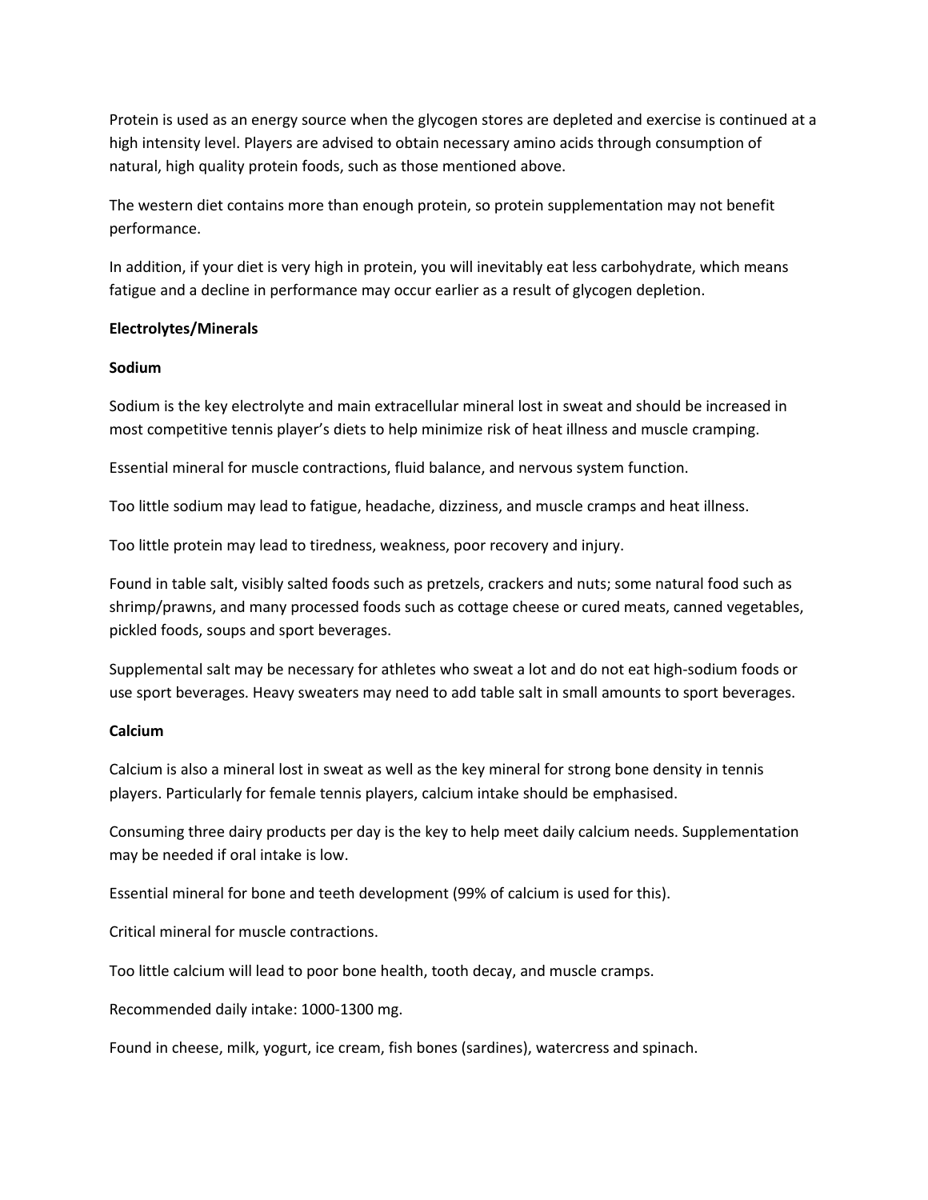Protein is used as an energy source when the glycogen stores are depleted and exercise is continued at a high intensity level. Players are advised to obtain necessary amino acids through consumption of natural, high quality protein foods, such as those mentioned above.

The western diet contains more than enough protein, so protein supplementation may not benefit performance.

In addition, if your diet is very high in protein, you will inevitably eat less carbohydrate, which means fatigue and a decline in performance may occur earlier as a result of glycogen depletion.

**Electrolytes/Minerals**

**Sodium**

Sodium is the key electrolyte and main extracellular mineral lost in sweat and should be increased in most competitive tennis player's diets to help minimize risk of heat illness and muscle cramping.

Essential mineral for muscle contractions, fluid balance, and nervous system function.

Too little sodium may lead to fatigue, headache, dizziness, and muscle cramps and heat illness.

Too little protein may lead to tiredness, weakness, poor recovery and injury.

Found in table salt, visibly salted foods such as pretzels, crackers and nuts; some natural food such as shrimp/prawns, and many processed foods such as cottage cheese or cured meats, canned vegetables, pickled foods, soups and sport beverages.

Supplemental salt may be necessary for athletes who sweat a lot and do not eat high-sodium foods or use sport beverages. Heavy sweaters may need to add table salt in small amounts to sport beverages.

**Calcium**

Calcium is also a mineral lost in sweat as well as the key mineral for strong bone density in tennis players. Particularly for female tennis players, calcium intake should be emphasised.

Consuming three dairy products per day is the key to help meet daily calcium needs. Supplementation may be needed if oral intake is low.

Essential mineral for bone and teeth development (99% of calcium is used for this).

Critical mineral for muscle contractions.

Too little calcium will lead to poor bone health, tooth decay, and muscle cramps.

Recommended daily intake: 1000-1300 mg.

Found in cheese, milk, yogurt, ice cream, fish bones (sardines), watercress and spinach.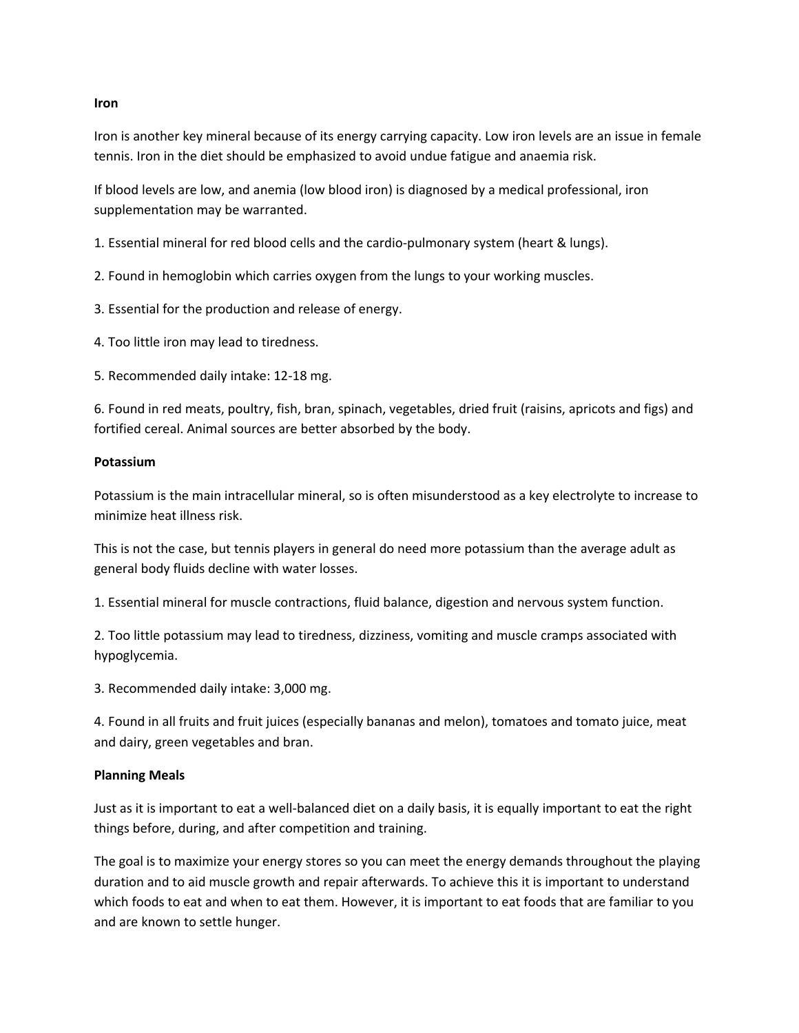**Iron**

Iron is another key mineral because of its energy carrying capacity. Low iron levels are an issue in female tennis. Iron in the diet should be emphasized to avoid undue fatigue and anaemia risk.

If blood levels are low, and anemia (low blood iron) is diagnosed by a medical professional, iron supplementation may be warranted.

1. Essential mineral for red blood cells and the cardio-pulmonary system (heart & lungs).

2. Found in hemoglobin which carries oxygen from the lungs to your working muscles.

3. Essential for the production and release of energy.

4. Too little iron may lead to tiredness.

5. Recommended daily intake: 12-18 mg.

6. Found in red meats, poultry, fish, bran, spinach, vegetables, dried fruit (raisins, apricots and figs) and fortified cereal. Animal sources are better absorbed by the body.

**Potassium**

Potassium is the main intracellular mineral, so is often misunderstood as a key electrolyte to increase to minimize heat illness risk.

This is not the case, but tennis players in general do need more potassium than the average adult as general body fluids decline with water losses.

1. Essential mineral for muscle contractions, fluid balance, digestion and nervous system function.

2. Too little potassium may lead to tiredness, dizziness, vomiting and muscle cramps associated with hypoglycemia.

3. Recommended daily intake: 3,000 mg.

4. Found in all fruits and fruit juices (especially bananas and melon), tomatoes and tomato juice, meat and dairy, green vegetables and bran.

**Planning Meals**

Just as it is important to eat a well-balanced diet on a daily basis, it is equally important to eat the right things before, during, and after competition and training.

The goal is to maximize your energy stores so you can meet the energy demands throughout the playing duration and to aid muscle growth and repair afterwards. To achieve this it is important to understand which foods to eat and when to eat them. However, it is important to eat foods that are familiar to you and are known to settle hunger.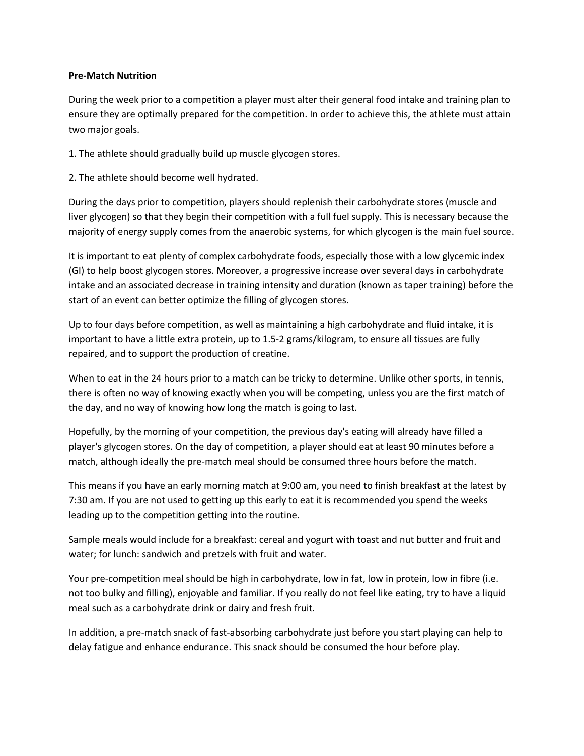**Pre-Match Nutrition**

During the week prior to a competition a player must alter their general food intake and training plan to ensure they are optimally prepared for the competition. In order to achieve this, the athlete must attain two major goals.

1. The athlete should gradually build up muscle glycogen stores.

2. The athlete should become well hydrated.

During the days prior to competition, players should replenish their carbohydrate stores (muscle and liver glycogen) so that they begin their competition with a full fuel supply. This is necessary because the majority of energy supply comes from the anaerobic systems, for which glycogen is the main fuel source.

It is important to eat plenty of complex carbohydrate foods, especially those with a low glycemic index (GI) to help boost glycogen stores. Moreover, a progressive increase over several days in carbohydrate intake and an associated decrease in training intensity and duration (known as taper training) before the start of an event can better optimize the filling of glycogen stores.

Up to four days before competition, as well as maintaining a high carbohydrate and fluid intake, it is important to have a little extra protein, up to 1.5-2 grams/kilogram, to ensure all tissues are fully repaired, and to support the production of creatine.

When to eat in the 24 hours prior to a match can be tricky to determine. Unlike other sports, in tennis, there is often no way of knowing exactly when you will be competing, unless you are the first match of the day, and no way of knowing how long the match is going to last.

Hopefully, by the morning of your competition, the previous day's eating will already have filled a player's glycogen stores. On the day of competition, a player should eat at least 90 minutes before a match, although ideally the pre-match meal should be consumed three hours before the match.

This means if you have an early morning match at 9:00 am, you need to finish breakfast at the latest by 7:30 am. If you are not used to getting up this early to eat it is recommended you spend the weeks leading up to the competition getting into the routine.

Sample meals would include for a breakfast: cereal and yogurt with toast and nut butter and fruit and water; for lunch: sandwich and pretzels with fruit and water.

Your pre-competition meal should be high in carbohydrate, low in fat, low in protein, low in fibre (i.e. not too bulky and filling), enjoyable and familiar. If you really do not feel like eating, try to have a liquid meal such as a carbohydrate drink or dairy and fresh fruit.

In addition, a pre-match snack of fast-absorbing carbohydrate just before you start playing can help to delay fatigue and enhance endurance. This snack should be consumed the hour before play.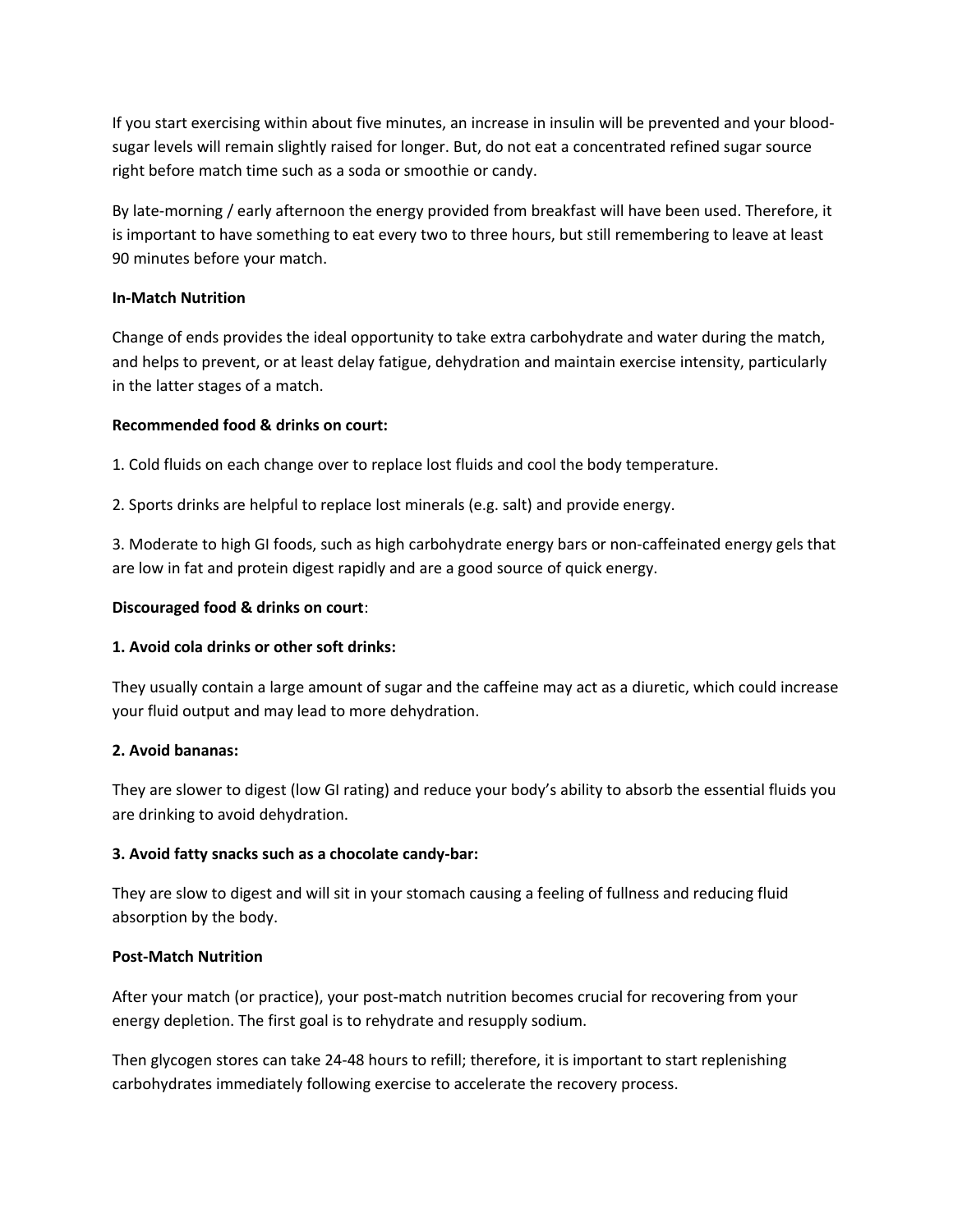If you start exercising within about five minutes, an increase in insulin will be prevented and your blood-sugar levels will remain slightly raised for longer. But, do not eat a concentrated refined sugar source right before match time such as a soda or smoothie or candy.

By late-morning / early afternoon the energy provided from breakfast will have been used. Therefore, it is important to have something to eat every two to three hours, but still remembering to leave at least 90 minutes before your match.

**In-Match Nutrition**

Change of ends provides the ideal opportunity to take extra carbohydrate and water during the match, and helps to prevent, or at least delay fatigue, dehydration and maintain exercise intensity, particularly in the latter stages of a match.

**Recommended food & drinks on court:**

1. Cold fluids on each change over to replace lost fluids and cool the body temperature.

2. Sports drinks are helpful to replace lost minerals (e.g. salt) and provide energy.

3. Moderate to high GI foods, such as high carbohydrate energy bars or non-caffeinated energy gels that are low in fat and protein digest rapidly and are a good source of quick energy.

**Discouraged food & drinks on court**:

**1. Avoid cola drinks or other soft drinks:**

They usually contain a large amount of sugar and the caffeine may act as a diuretic, which could increase your fluid output and may lead to more dehydration.

**2. Avoid bananas:**

They are slower to digest (low GI rating) and reduce your body's ability to absorb the essential fluids you are drinking to avoid dehydration.

**3. Avoid fatty snacks such as a chocolate candy-bar:**

They are slow to digest and will sit in your stomach causing a feeling of fullness and reducing fluid absorption by the body.

**Post-Match Nutrition**

After your match (or practice), your post-match nutrition becomes crucial for recovering from your energy depletion. The first goal is to rehydrate and resupply sodium.

Then glycogen stores can take 24-48 hours to refill; therefore, it is important to start replenishing carbohydrates immediately following exercise to accelerate the recovery process.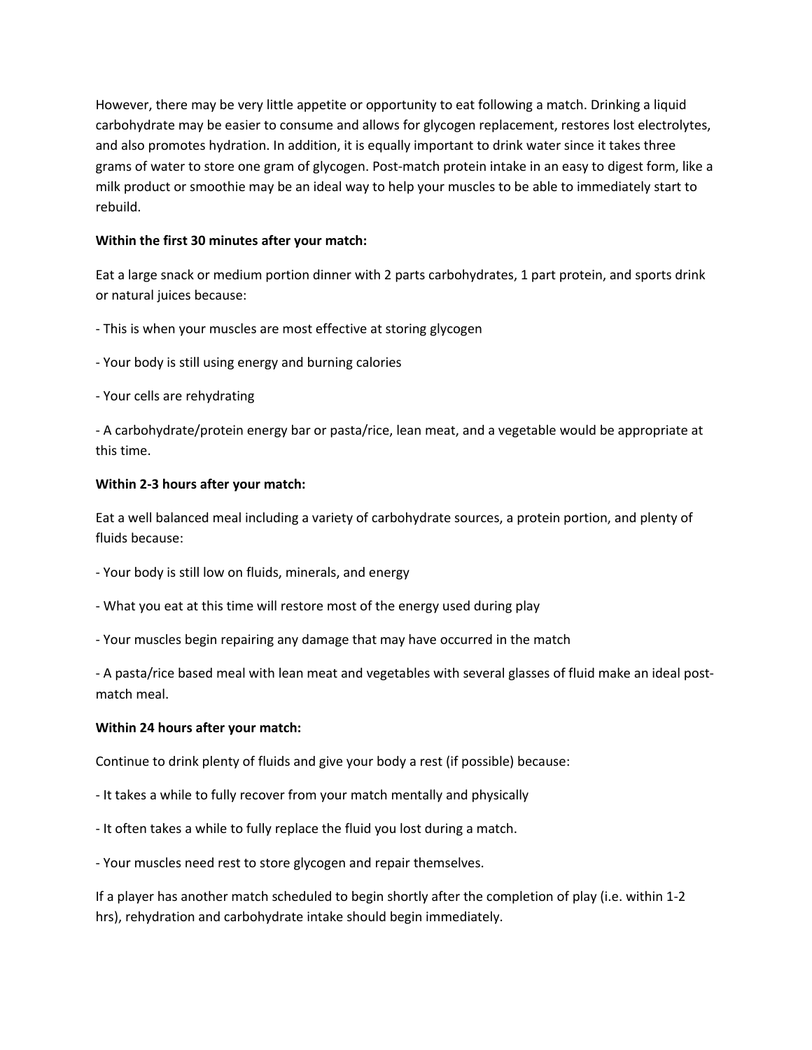However, there may be very little appetite or opportunity to eat following a match. Drinking a liquid carbohydrate may be easier to consume and allows for glycogen replacement, restores lost electrolytes, and also promotes hydration. In addition, it is equally important to drink water since it takes three grams of water to store one gram of glycogen. Post-match protein intake in an easy to digest form, like a milk product or smoothie may be an ideal way to help your muscles to be able to immediately start to rebuild.

**Within the first 30 minutes after your match:**

Eat a large snack or medium portion dinner with 2 parts carbohydrates, 1 part protein, and sports drink or natural juices because:

- This is when your muscles are most effective at storing glycogen

- Your body is still using energy and burning calories

- Your cells are rehydrating

- A carbohydrate/protein energy bar or pasta/rice, lean meat, and a vegetable would be appropriate at this time.

**Within 2-3 hours after your match:**

Eat a well balanced meal including a variety of carbohydrate sources, a protein portion, and plenty of fluids because:

- Your body is still low on fluids, minerals, and energy

- What you eat at this time will restore most of the energy used during play

- Your muscles begin repairing any damage that may have occurred in the match

- A pasta/rice based meal with lean meat and vegetables with several glasses of fluid make an ideal post-match meal.

**Within 24 hours after your match:**

Continue to drink plenty of fluids and give your body a rest (if possible) because:

- It takes a while to fully recover from your match mentally and physically

- It often takes a while to fully replace the fluid you lost during a match.

- Your muscles need rest to store glycogen and repair themselves.

If a player has another match scheduled to begin shortly after the completion of play (i.e. within 1-2 hrs), rehydration and carbohydrate intake should begin immediately.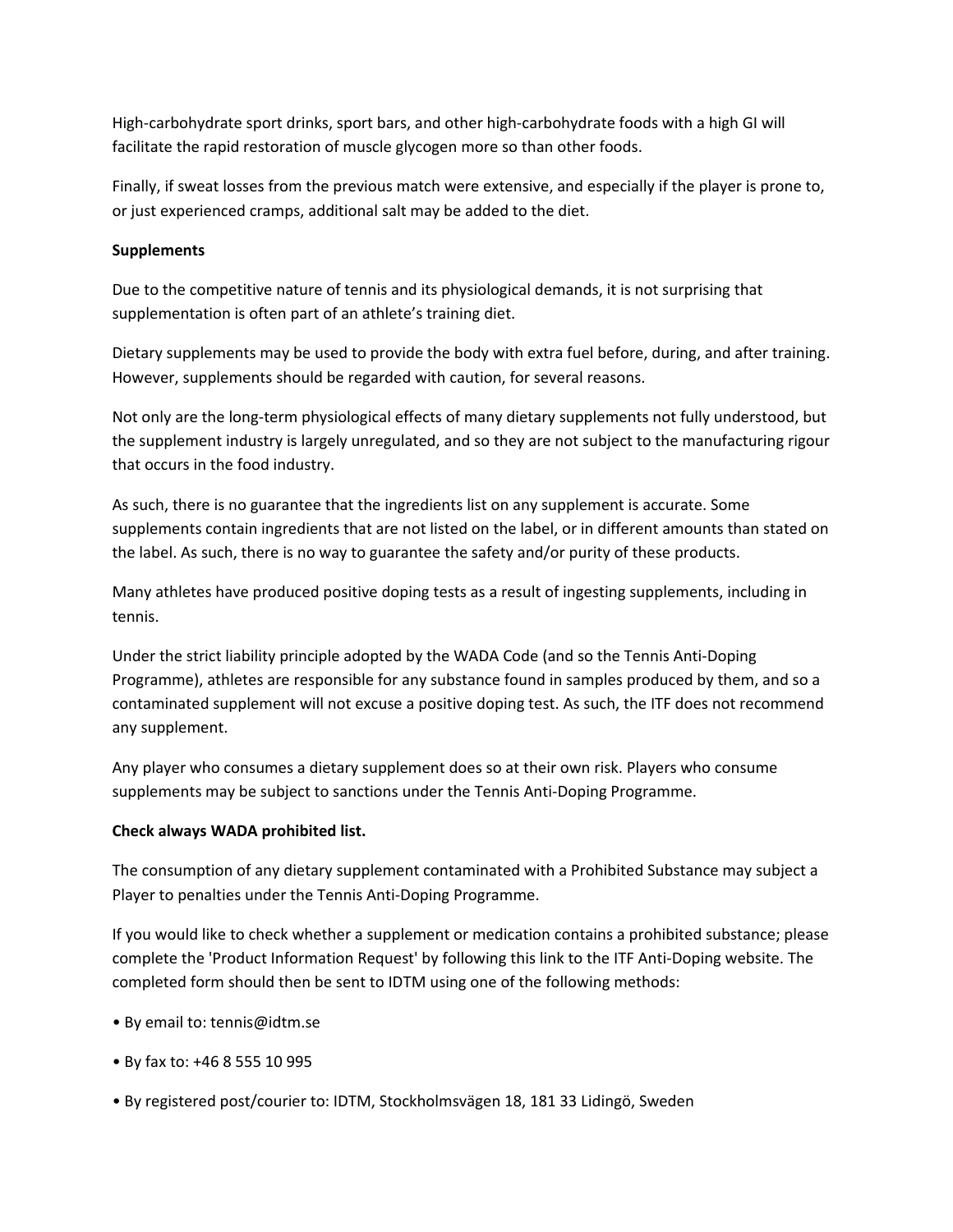High-carbohydrate sport drinks, sport bars, and other high-carbohydrate foods with a high GI will facilitate the rapid restoration of muscle glycogen more so than other foods.

Finally, if sweat losses from the previous match were extensive, and especially if the player is prone to, or just experienced cramps, additional salt may be added to the diet.

**Supplements**

Due to the competitive nature of tennis and its physiological demands, it is not surprising that supplementation is often part of an athlete's training diet.

Dietary supplements may be used to provide the body with extra fuel before, during, and after training. However, supplements should be regarded with caution, for several reasons.

Not only are the long-term physiological effects of many dietary supplements not fully understood, but the supplement industry is largely unregulated, and so they are not subject to the manufacturing rigour that occurs in the food industry.

As such, there is no guarantee that the ingredients list on any supplement is accurate. Some supplements contain ingredients that are not listed on the label, or in different amounts than stated on the label. As such, there is no way to guarantee the safety and/or purity of these products.

Many athletes have produced positive doping tests as a result of ingesting supplements, including in tennis.

Under the strict liability principle adopted by the WADA Code (and so the Tennis Anti-Doping Programme), athletes are responsible for any substance found in samples produced by them, and so a contaminated supplement will not excuse a positive doping test. As such, the ITF does not recommend any supplement.

Any player who consumes a dietary supplement does so at their own risk. Players who consume supplements may be subject to sanctions under the Tennis Anti-Doping Programme.

**Check always WADA prohibited list.**

The consumption of any dietary supplement contaminated with a Prohibited Substance may subject a Player to penalties under the Tennis Anti-Doping Programme.

If you would like to check whether a supplement or medication contains a prohibited substance; please complete the 'Product Information Request' by following this link to the ITF Anti-Doping website. The completed form should then be sent to IDTM using one of the following methods:

- By email to: tennis@idtm.se
- By fax to: +46 8 555 10 995
- By registered post/courier to: IDTM, Stockholmsvägen 18, 181 33 Lidingö, Sweden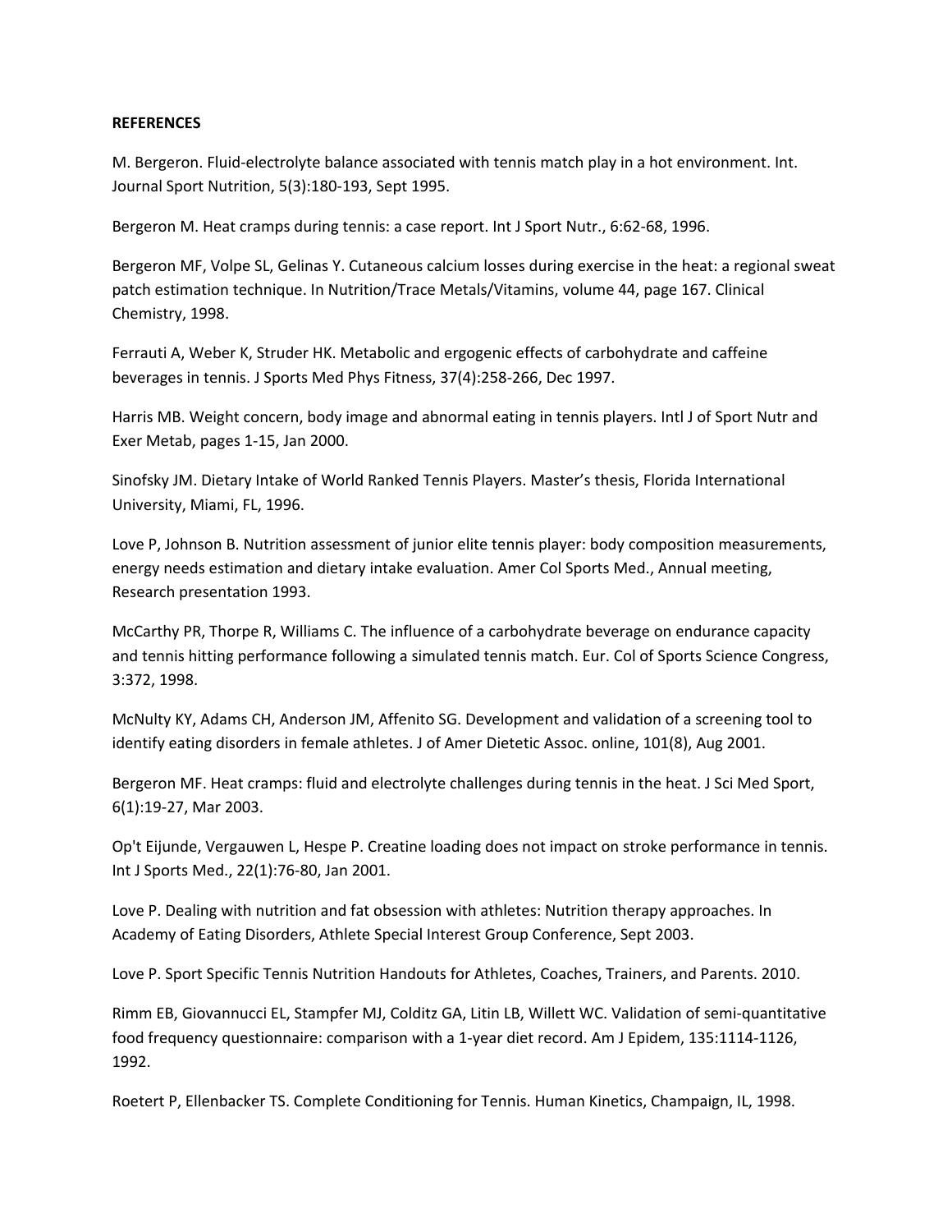**REFERENCES**

M. Bergeron. Fluid-electrolyte balance associated with tennis match play in a hot environment. Int. Journal Sport Nutrition, 5(3):180-193, Sept 1995.

Bergeron M. Heat cramps during tennis: a case report. Int J Sport Nutr., 6:62-68, 1996.

Bergeron MF, Volpe SL, Gelinas Y. Cutaneous calcium losses during exercise in the heat: a regional sweat patch estimation technique. In Nutrition/Trace Metals/Vitamins, volume 44, page 167. Clinical Chemistry, 1998.

Ferrauti A, Weber K, Struder HK. Metabolic and ergogenic effects of carbohydrate and caffeine beverages in tennis. J Sports Med Phys Fitness, 37(4):258-266, Dec 1997.

Harris MB. Weight concern, body image and abnormal eating in tennis players. Intl J of Sport Nutr and Exer Metab, pages 1-15, Jan 2000.

Sinofsky JM. Dietary Intake of World Ranked Tennis Players. Master's thesis, Florida International University, Miami, FL, 1996.

Love P, Johnson B. Nutrition assessment of junior elite tennis player: body composition measurements, energy needs estimation and dietary intake evaluation. Amer Col Sports Med., Annual meeting, Research presentation 1993.

McCarthy PR, Thorpe R, Williams C. The influence of a carbohydrate beverage on endurance capacity and tennis hitting performance following a simulated tennis match. Eur. Col of Sports Science Congress, 3:372, 1998.

McNulty KY, Adams CH, Anderson JM, Affenito SG. Development and validation of a screening tool to identify eating disorders in female athletes. J of Amer Dietetic Assoc. online, 101(8), Aug 2001.

Bergeron MF. Heat cramps: fluid and electrolyte challenges during tennis in the heat. J Sci Med Sport, 6(1):19-27, Mar 2003.

Op't Eijunde, Vergauwen L, Hespe P. Creatine loading does not impact on stroke performance in tennis. Int J Sports Med., 22(1):76-80, Jan 2001.

Love P. Dealing with nutrition and fat obsession with athletes: Nutrition therapy approaches. In Academy of Eating Disorders, Athlete Special Interest Group Conference, Sept 2003.

Love P. Sport Specific Tennis Nutrition Handouts for Athletes, Coaches, Trainers, and Parents. 2010.

Rimm EB, Giovannucci EL, Stampfer MJ, Colditz GA, Litin LB, Willett WC. Validation of semi-quantitative food frequency questionnaire: comparison with a 1-year diet record. Am J Epidem, 135:1114-1126, 1992.

Roetert P, Ellenbacker TS. Complete Conditioning for Tennis. Human Kinetics, Champaign, IL, 1998.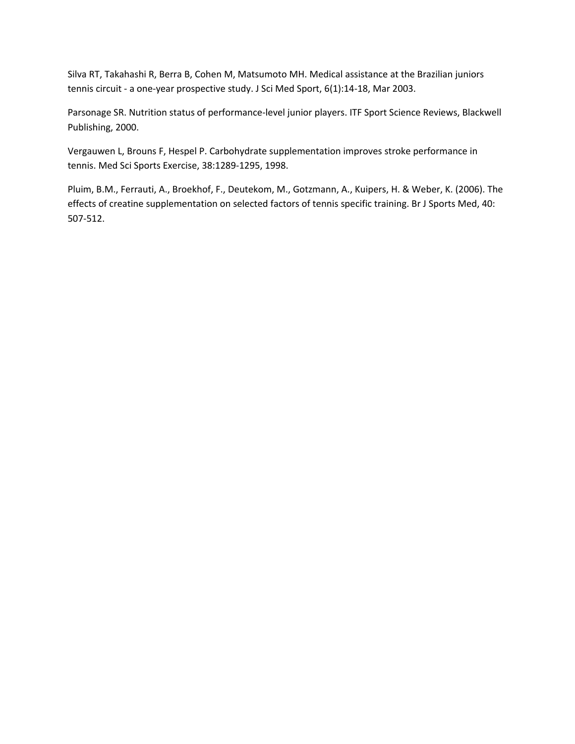Silva RT, Takahashi R, Berra B, Cohen M, Matsumoto MH. Medical assistance at the Brazilian juniors tennis circuit - a one-year prospective study. J Sci Med Sport, 6(1):14-18, Mar 2003.

Parsonage SR. Nutrition status of performance-level junior players. ITF Sport Science Reviews, Blackwell Publishing, 2000.

Vergauwen L, Brouns F, Hespel P. Carbohydrate supplementation improves stroke performance in tennis. Med Sci Sports Exercise, 38:1289-1295, 1998.

Pluim, B.M., Ferrauti, A., Broekhof, F., Deutekom, M., Gotzmann, A., Kuipers, H. & Weber, K. (2006). The effects of creatine supplementation on selected factors of tennis specific training. Br J Sports Med, 40: 507-512.